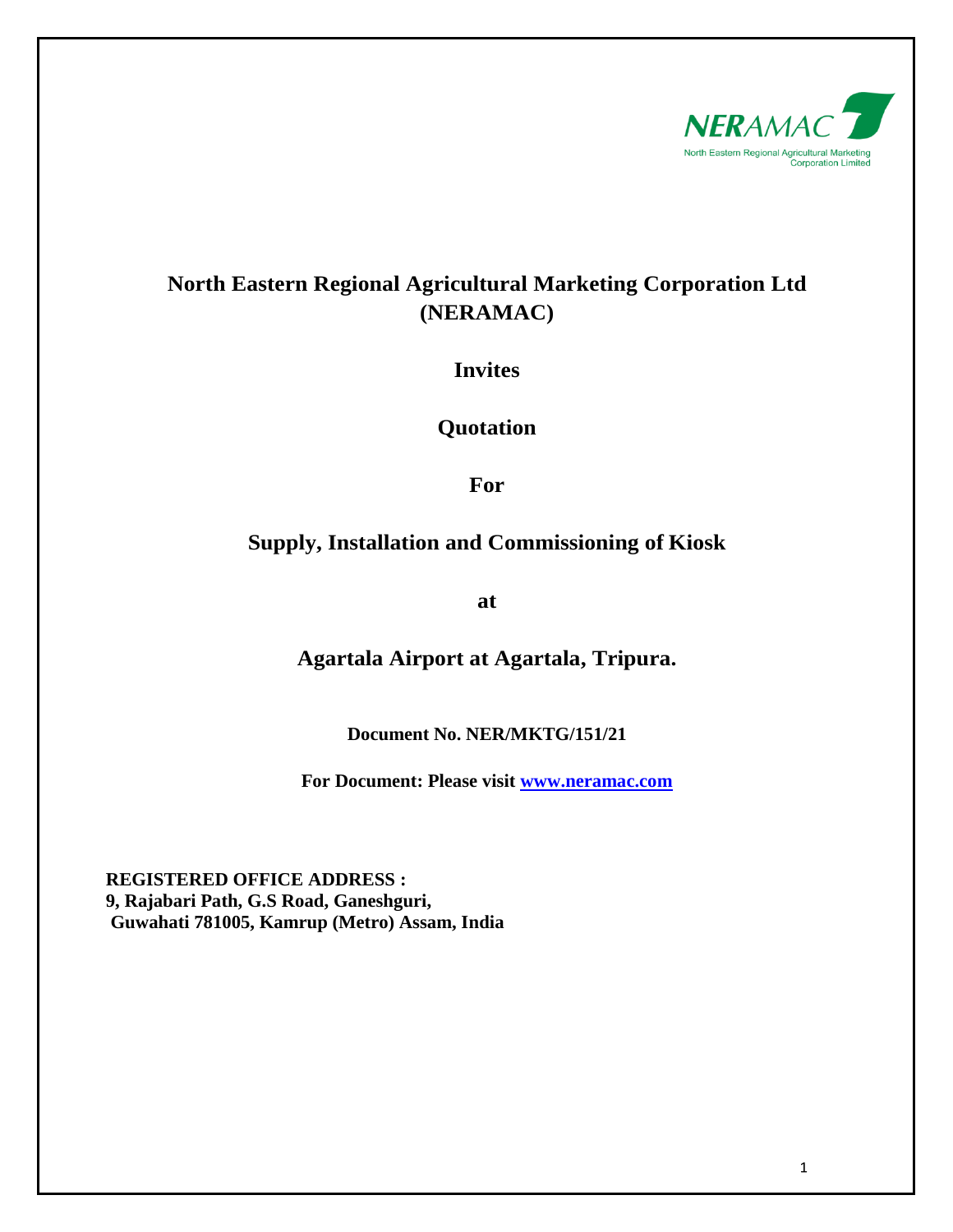NERAMAC
North Eastern Regional Agricultural Marketing Corporation Limited

# North Eastern Regional Agricultural Marketing Corporation Ltd (NERAMAC)

## Invites

## Quotation

## For

## Supply, Installation and Commissioning of Kiosk

## at

## Agartala Airport at Agartala, Tripura.

**Document No. NER/MKTG/151/21**

**For Document: Please visit [www.neramac.com](http://www.neramac.com)**

**REGISTERED OFFICE ADDRESS :**
**9, Rajabari Path, G.S Road, Ganeshguri,**
**Guwahati 781005, Kamrup (Metro) Assam, India**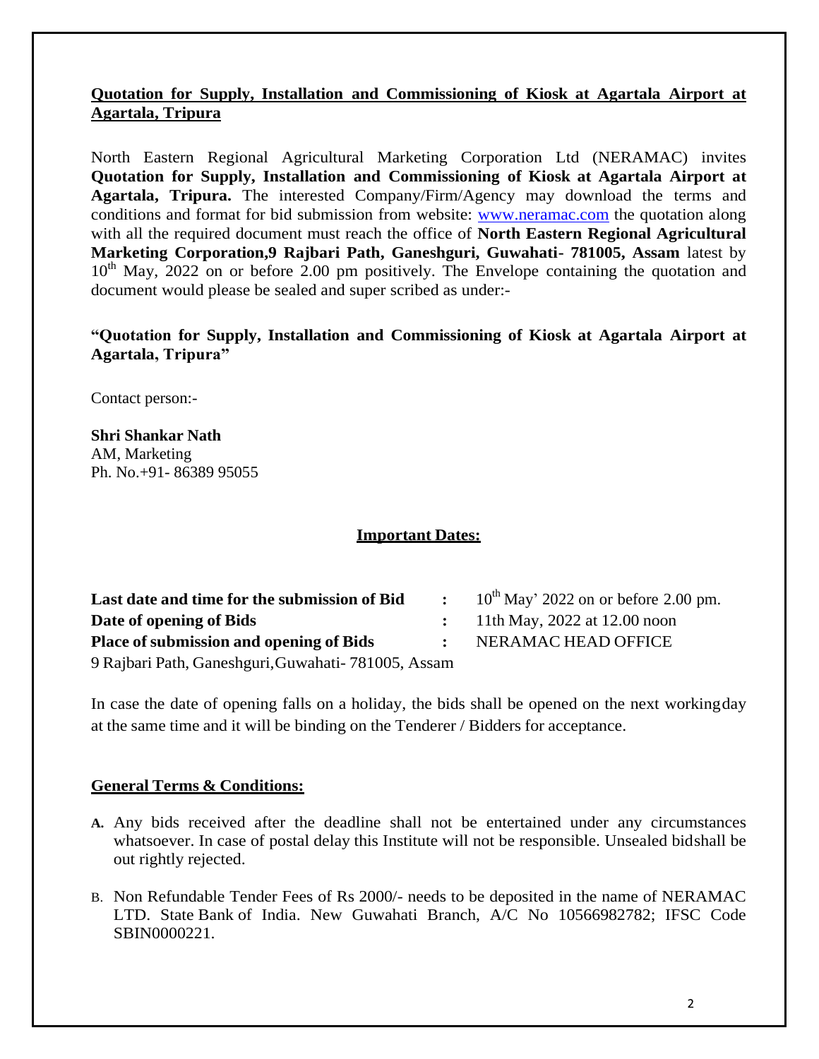**Quotation for Supply, Installation and Commissioning of Kiosk at Agartala Airport at Agartala, Tripura**

North Eastern Regional Agricultural Marketing Corporation Ltd (NERAMAC) invites **Quotation for Supply, Installation and Commissioning of Kiosk at Agartala Airport at Agartala, Tripura.** The interested Company/Firm/Agency may download the terms and conditions and format for bid submission from website: www.neramac.com the quotation along with all the required document must reach the office of **North Eastern Regional Agricultural Marketing Corporation,9 Rajbari Path, Ganeshguri, Guwahati- 781005, Assam** latest by 10th May, 2022 on or before 2.00 pm positively. The Envelope containing the quotation and document would please be sealed and super scribed as under:-

**"Quotation for Supply, Installation and Commissioning of Kiosk at Agartala Airport at Agartala, Tripura"**

Contact person:-

**Shri Shankar Nath**
AM, Marketing
Ph. No.+91- 86389 95055

**Important Dates:**

| | | |
|---|---|---|
| **Last date and time for the submission of Bid** | **:** | 10th May' 2022 on or before 2.00 pm. |
| **Date of opening of Bids** | **:** | 11th May, 2022 at 12.00 noon |
| **Place of submission and opening of Bids** | **:** | NERAMAC HEAD OFFICE |

9 Rajbari Path, Ganeshguri,Guwahati- 781005, Assam

In case the date of opening falls on a holiday, the bids shall be opened on the next working day at the same time and it will be binding on the Tenderer / Bidders for acceptance.

**General Terms & Conditions:**

**A.** Any bids received after the deadline shall not be entertained under any circumstances whatsoever. In case of postal delay this Institute will not be responsible. Unsealed bid shall be out rightly rejected.

B. Non Refundable Tender Fees of Rs 2000/- needs to be deposited in the name of NERAMAC LTD. State Bank of India. New Guwahati Branch, A/C No 10566982782; IFSC Code SBIN0000221.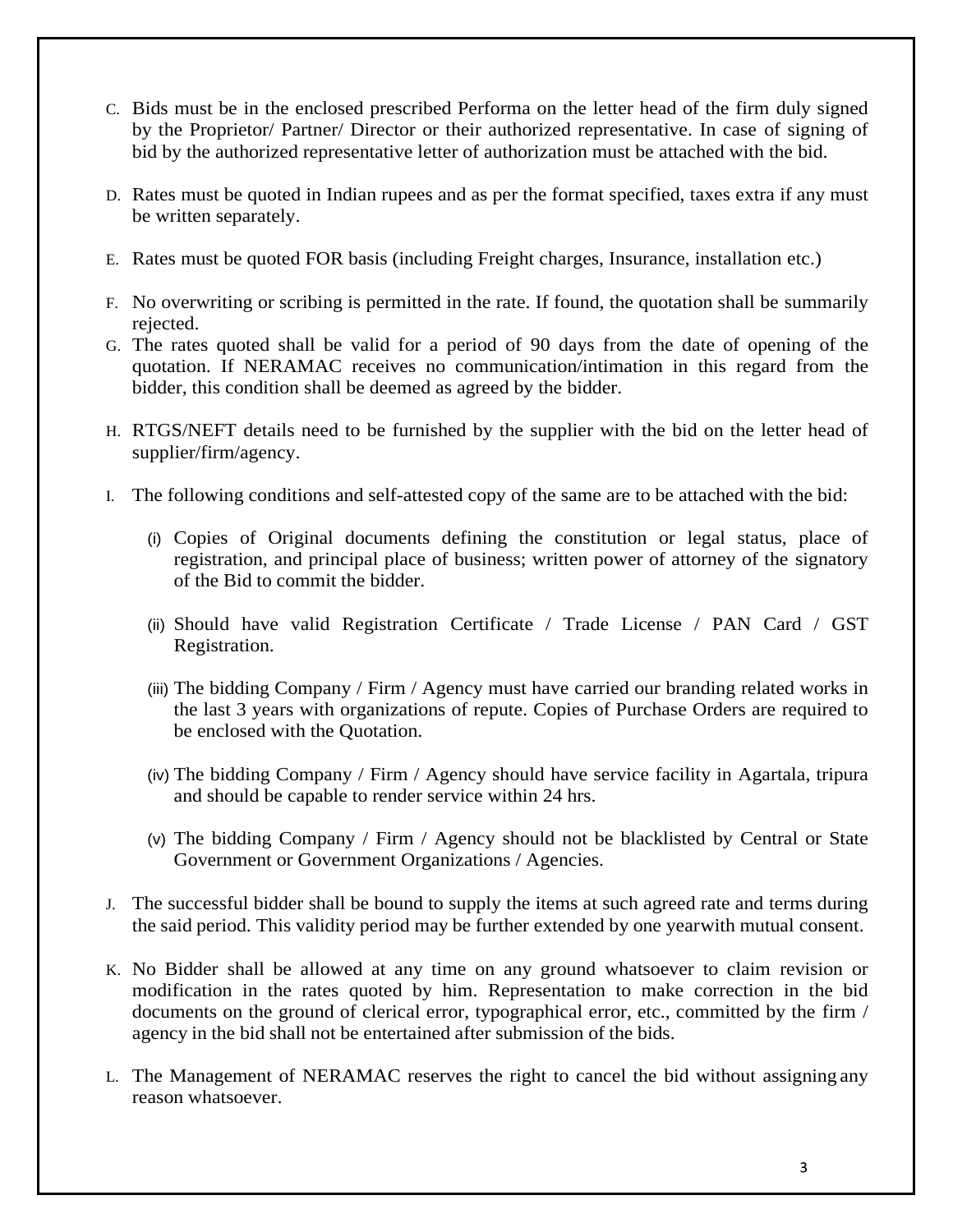C. Bids must be in the enclosed prescribed Performa on the letter head of the firm duly signed by the Proprietor/ Partner/ Director or their authorized representative. In case of signing of bid by the authorized representative letter of authorization must be attached with the bid.

D. Rates must be quoted in Indian rupees and as per the format specified, taxes extra if any must be written separately.

E. Rates must be quoted FOR basis (including Freight charges, Insurance, installation etc.)

F. No overwriting or scribing is permitted in the rate. If found, the quotation shall be summarily rejected.

G. The rates quoted shall be valid for a period of 90 days from the date of opening of the quotation. If NERAMAC receives no communication/intimation in this regard from the bidder, this condition shall be deemed as agreed by the bidder.

H. RTGS/NEFT details need to be furnished by the supplier with the bid on the letter head of supplier/firm/agency.

I. The following conditions and self-attested copy of the same are to be attached with the bid:

   (i) Copies of Original documents defining the constitution or legal status, place of registration, and principal place of business; written power of attorney of the signatory of the Bid to commit the bidder.

   (ii) Should have valid Registration Certificate / Trade License / PAN Card / GST Registration.

   (iii) The bidding Company / Firm / Agency must have carried our branding related works in the last 3 years with organizations of repute. Copies of Purchase Orders are required to be enclosed with the Quotation.

   (iv) The bidding Company / Firm / Agency should have service facility in Agartala, tripura and should be capable to render service within 24 hrs.

   (v) The bidding Company / Firm / Agency should not be blacklisted by Central or State Government or Government Organizations / Agencies.

J. The successful bidder shall be bound to supply the items at such agreed rate and terms during the said period. This validity period may be further extended by one yearwith mutual consent.

K. No Bidder shall be allowed at any time on any ground whatsoever to claim revision or modification in the rates quoted by him. Representation to make correction in the bid documents on the ground of clerical error, typographical error, etc., committed by the firm / agency in the bid shall not be entertained after submission of the bids.

L. The Management of NERAMAC reserves the right to cancel the bid without assigning any reason whatsoever.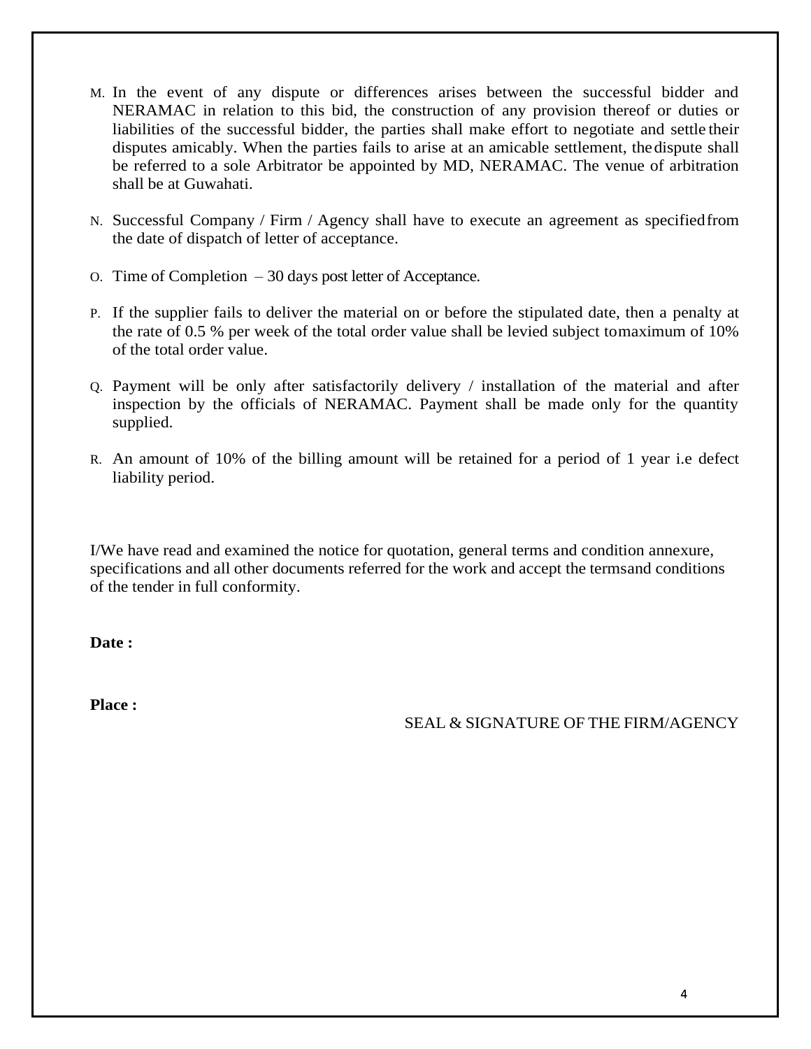M. In the event of any dispute or differences arises between the successful bidder and NERAMAC in relation to this bid, the construction of any provision thereof or duties or liabilities of the successful bidder, the parties shall make effort to negotiate and settle their disputes amicably. When the parties fails to arise at an amicable settlement, the dispute shall be referred to a sole Arbitrator be appointed by MD, NERAMAC. The venue of arbitration shall be at Guwahati.

N. Successful Company / Firm / Agency shall have to execute an agreement as specified from the date of dispatch of letter of acceptance.

O. Time of Completion – 30 days post letter of Acceptance.

P. If the supplier fails to deliver the material on or before the stipulated date, then a penalty at the rate of 0.5 % per week of the total order value shall be levied subject to maximum of 10% of the total order value.

Q. Payment will be only after satisfactorily delivery / installation of the material and after inspection by the officials of NERAMAC. Payment shall be made only for the quantity supplied.

R. An amount of 10% of the billing amount will be retained for a period of 1 year i.e defect liability period.

I/We have read and examined the notice for quotation, general terms and condition annexure, specifications and all other documents referred for the work and accept the terms and conditions of the tender in full conformity.

**Date :**

**Place :**

SEAL & SIGNATURE OF THE FIRM/AGENCY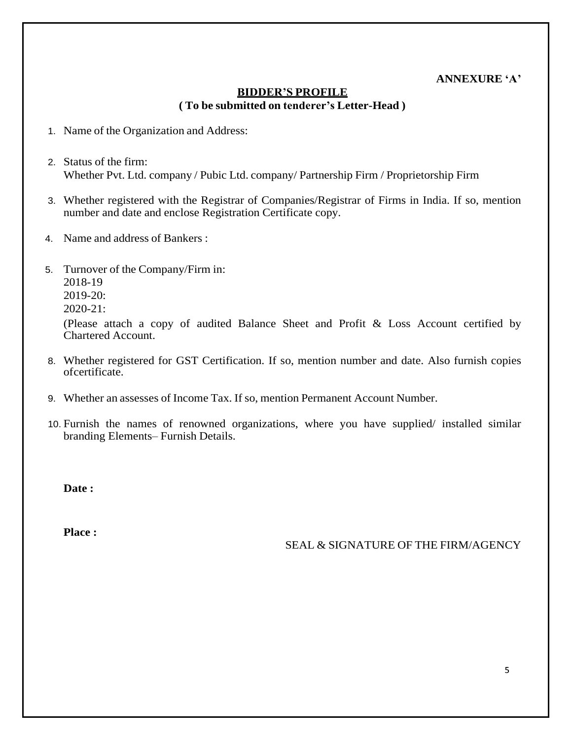**ANNEXURE 'A'**

## BIDDER'S PROFILE

**( To be submitted on tenderer's Letter-Head )**

1. Name of the Organization and Address:

2. Status of the firm:
   Whether Pvt. Ltd. company / Pubic Ltd. company/ Partnership Firm / Proprietorship Firm

3. Whether registered with the Registrar of Companies/Registrar of Firms in India. If so, mention number and date and enclose Registration Certificate copy.

4. Name and address of Bankers :

5. Turnover of the Company/Firm in:
   2018-19
   2019-20:
   2020-21:
   (Please attach a copy of audited Balance Sheet and Profit & Loss Account certified by Chartered Account.

8. Whether registered for GST Certification. If so, mention number and date. Also furnish copies ofcertificate.

9. Whether an assesses of Income Tax. If so, mention Permanent Account Number.

10. Furnish the names of renowned organizations, where you have supplied/ installed similar branding Elements– Furnish Details.

**Date :**

**Place :**

SEAL & SIGNATURE OF THE FIRM/AGENCY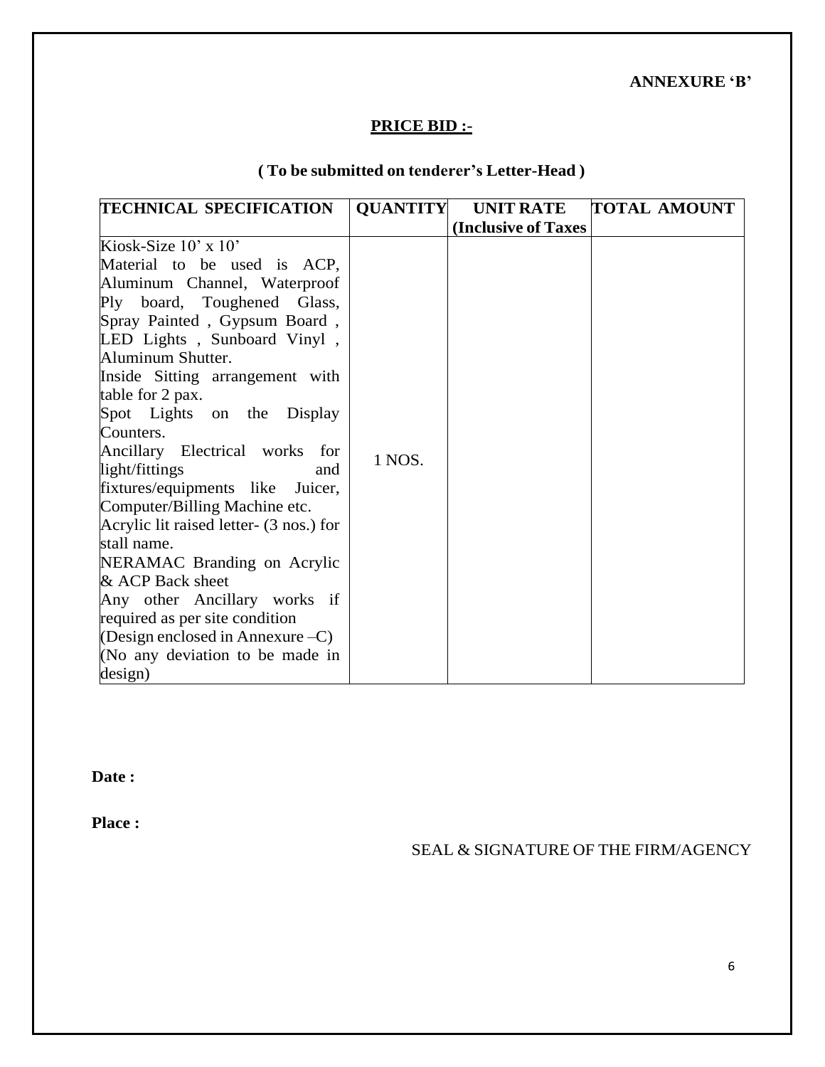**ANNEXURE 'B'**

## PRICE BID :-

**( To be submitted on tenderer's Letter-Head )**

| TECHNICAL SPECIFICATION | QUANTITY | UNIT RATE (Inclusive of Taxes | TOTAL AMOUNT |
|---|---|---|---|
| Kiosk-Size 10' x 10'<br>Material to be used is ACP, Aluminum Channel, Waterproof Ply board, Toughened Glass, Spray Painted , Gypsum Board , LED Lights , Sunboard Vinyl , Aluminum Shutter.<br>Inside Sitting arrangement with table for 2 pax.<br>Spot Lights on the Display Counters.<br>Ancillary Electrical works for light/fittings and fixtures/equipments like Juicer, Computer/Billing Machine etc.<br>Acrylic lit raised letter- (3 nos.) for stall name.<br>NERAMAC Branding on Acrylic & ACP Back sheet<br>Any other Ancillary works if required as per site condition<br>(Design enclosed in Annexure –C)<br>(No any deviation to be made in design) | 1 NOS. | | |

**Date :**

**Place :**

SEAL & SIGNATURE OF THE FIRM/AGENCY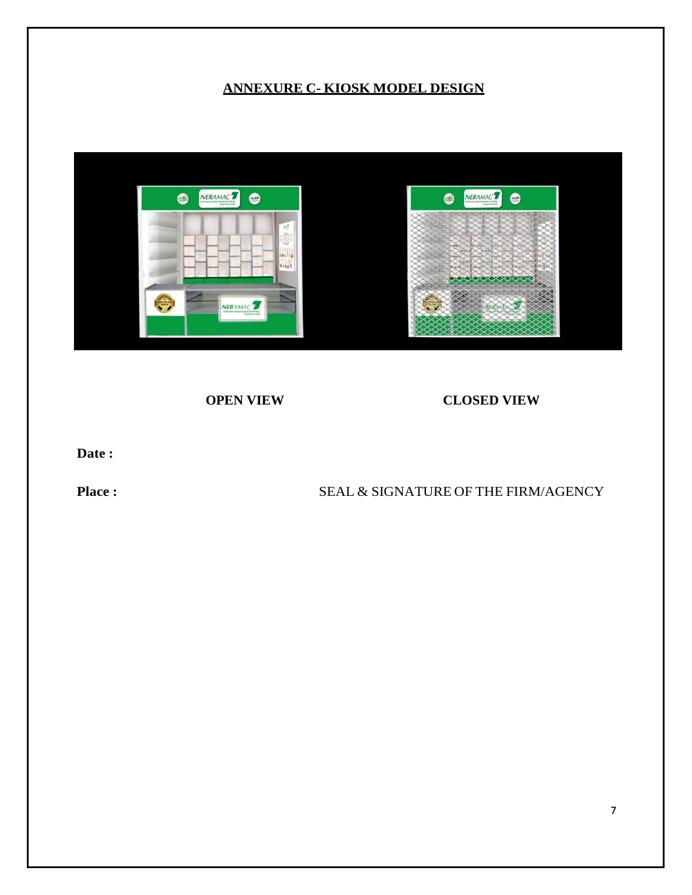## ANNEXURE C- KIOSK MODEL DESIGN

**OPEN VIEW** **CLOSED VIEW**

**Date :**

**Place :** SEAL & SIGNATURE OF THE FIRM/AGENCY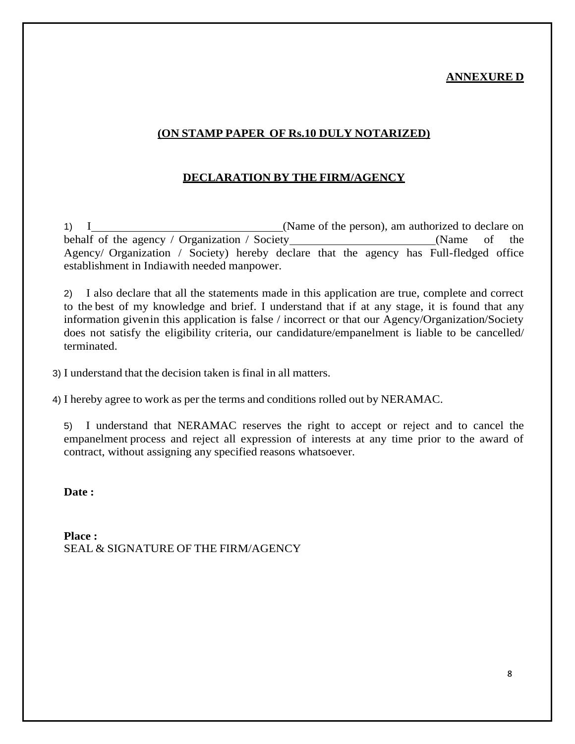**ANNEXURE D**

**(ON STAMP PAPER OF Rs.10 DULY NOTARIZED)**

**DECLARATION BY THE FIRM/AGENCY**

1) I________________________________(Name of the person), am authorized to declare on behalf of the agency / Organization / Society________________________(Name of the Agency/ Organization / Society) hereby declare that the agency has Full-fledged office establishment in Indiawith needed manpower.

2) I also declare that all the statements made in this application are true, complete and correct to the best of my knowledge and brief. I understand that if at any stage, it is found that any information givenin this application is false / incorrect or that our Agency/Organization/Society does not satisfy the eligibility criteria, our candidature/empanelment is liable to be cancelled/ terminated.

3) I understand that the decision taken is final in all matters.

4) I hereby agree to work as per the terms and conditions rolled out by NERAMAC.

5) I understand that NERAMAC reserves the right to accept or reject and to cancel the empanelment process and reject all expression of interests at any time prior to the award of contract, without assigning any specified reasons whatsoever.

**Date :**

**Place :**
SEAL & SIGNATURE OF THE FIRM/AGENCY